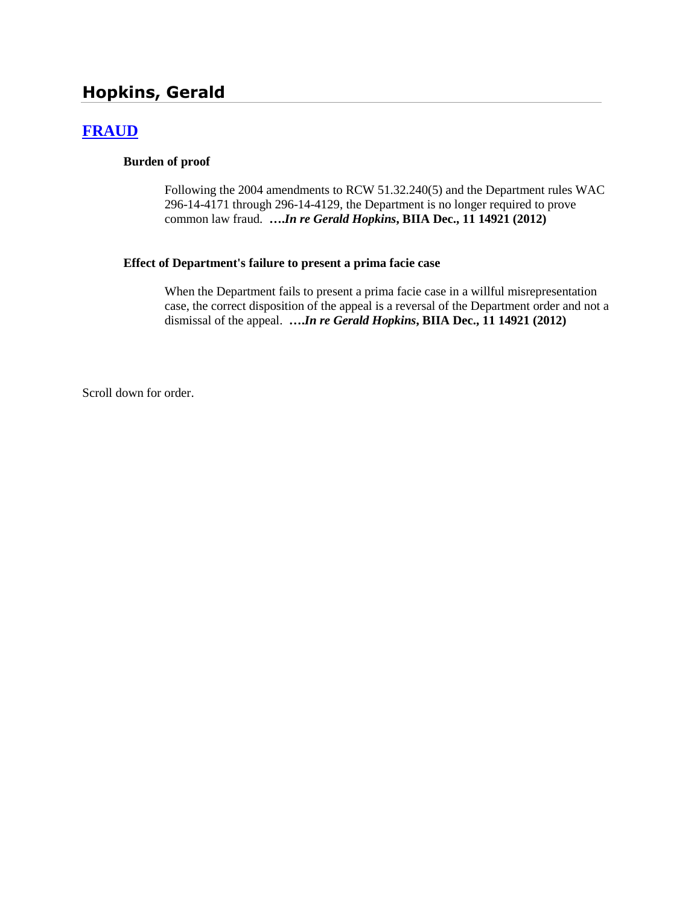# Hopkins, Gerald

## [FRAUD]

### Burden of proof

Following the 2004 amendments to RCW 51.32.240(5) and the Department rules WAC 296-14-4171 through 296-14-4129, the Department is no longer required to prove common law fraud. ***….In re Gerald Hopkins*, BIIA Dec., 11 14921 (2012)**

### Effect of Department's failure to present a prima facie case

When the Department fails to present a prima facie case in a willful misrepresentation case, the correct disposition of the appeal is a reversal of the Department order and not a dismissal of the appeal. ***….In re Gerald Hopkins*, BIIA Dec., 11 14921 (2012)**

Scroll down for order.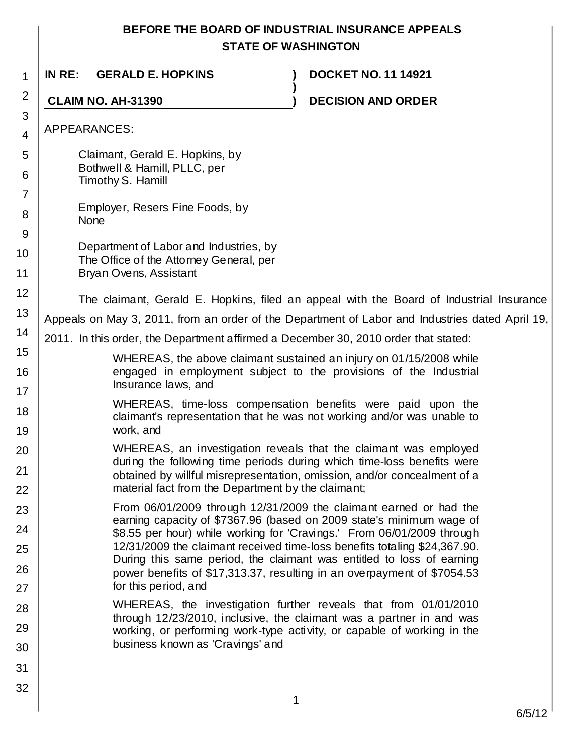# BEFORE THE BOARD OF INDUSTRIAL INSURANCE APPEALS
## STATE OF WASHINGTON

| | |
|---|---|
| **IN RE: GERALD E. HOPKINS** | **DOCKET NO. 11 14921** |
| **CLAIM NO. AH-31390** | **DECISION AND ORDER** |

APPEARANCES:

Claimant, Gerald E. Hopkins, by
Bothwell & Hamill, PLLC, per
Timothy S. Hamill

Employer, Resers Fine Foods, by
None

Department of Labor and Industries, by
The Office of the Attorney General, per
Bryan Ovens, Assistant

The claimant, Gerald E. Hopkins, filed an appeal with the Board of Industrial Insurance Appeals on May 3, 2011, from an order of the Department of Labor and Industries dated April 19, 2011. In this order, the Department affirmed a December 30, 2010 order that stated:

> WHEREAS, the above claimant sustained an injury on 01/15/2008 while engaged in employment subject to the provisions of the Industrial Insurance laws, and
>
> WHEREAS, time-loss compensation benefits were paid upon the claimant's representation that he was not working and/or was unable to work, and
>
> WHEREAS, an investigation reveals that the claimant was employed during the following time periods during which time-loss benefits were obtained by willful misrepresentation, omission, and/or concealment of a material fact from the Department by the claimant;
>
> From 06/01/2009 through 12/31/2009 the claimant earned or had the earning capacity of $7367.96 (based on 2009 state's minimum wage of $8.55 per hour) while working for 'Cravings.' From 06/01/2009 through 12/31/2009 the claimant received time-loss benefits totaling $24,367.90. During this same period, the claimant was entitled to loss of earning power benefits of $17,313.37, resulting in an overpayment of $7054.53 for this period, and
>
> WHEREAS, the investigation further reveals that from 01/01/2010 through 12/23/2010, inclusive, the claimant was a partner in and was working, or performing work-type activity, or capable of working in the business known as 'Cravings' and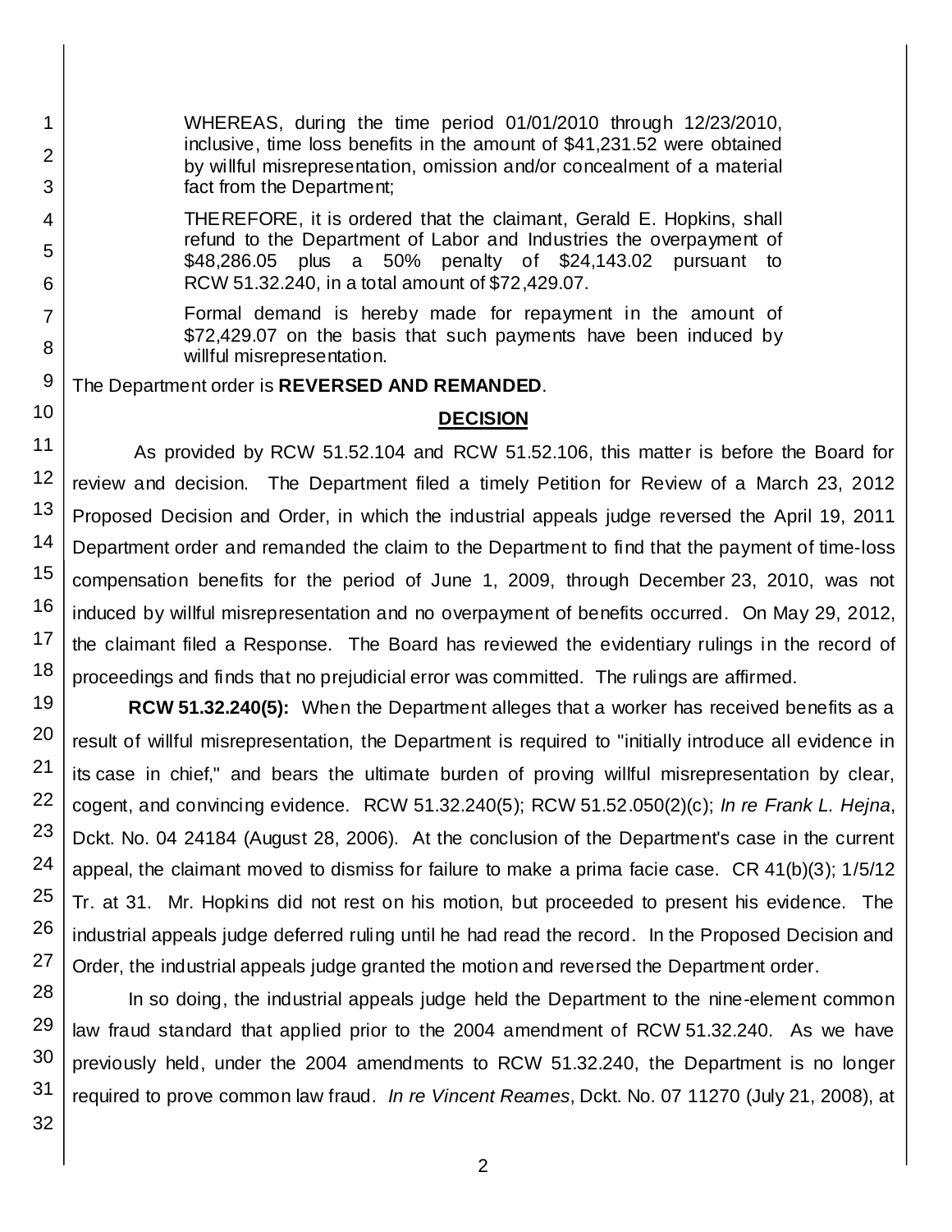> WHEREAS, during the time period 01/01/2010 through 12/23/2010, inclusive, time loss benefits in the amount of $41,231.52 were obtained by willful misrepresentation, omission and/or concealment of a material fact from the Department;
>
> THEREFORE, it is ordered that the claimant, Gerald E. Hopkins, shall refund to the Department of Labor and Industries the overpayment of $48,286.05 plus a 50% penalty of $24,143.02 pursuant to RCW 51.32.240, in a total amount of $72,429.07.
>
> Formal demand is hereby made for repayment in the amount of $72,429.07 on the basis that such payments have been induced by willful misrepresentation.

The Department order is **REVERSED AND REMANDED**.

## DECISION

As provided by RCW 51.52.104 and RCW 51.52.106, this matter is before the Board for review and decision. The Department filed a timely Petition for Review of a March 23, 2012 Proposed Decision and Order, in which the industrial appeals judge reversed the April 19, 2011 Department order and remanded the claim to the Department to find that the payment of time-loss compensation benefits for the period of June 1, 2009, through December 23, 2010, was not induced by willful misrepresentation and no overpayment of benefits occurred. On May 29, 2012, the claimant filed a Response. The Board has reviewed the evidentiary rulings in the record of proceedings and finds that no prejudicial error was committed. The rulings are affirmed.

**RCW 51.32.240(5):** When the Department alleges that a worker has received benefits as a result of willful misrepresentation, the Department is required to "initially introduce all evidence in its case in chief," and bears the ultimate burden of proving willful misrepresentation by clear, cogent, and convincing evidence. RCW 51.32.240(5); RCW 51.52.050(2)(c); *In re Frank L. Hejna*, Dckt. No. 04 24184 (August 28, 2006). At the conclusion of the Department's case in the current appeal, the claimant moved to dismiss for failure to make a prima facie case. CR 41(b)(3); 1/5/12 Tr. at 31. Mr. Hopkins did not rest on his motion, but proceeded to present his evidence. The industrial appeals judge deferred ruling until he had read the record. In the Proposed Decision and Order, the industrial appeals judge granted the motion and reversed the Department order.

In so doing, the industrial appeals judge held the Department to the nine-element common law fraud standard that applied prior to the 2004 amendment of RCW 51.32.240. As we have previously held, under the 2004 amendments to RCW 51.32.240, the Department is no longer required to prove common law fraud. *In re Vincent Reames*, Dckt. No. 07 11270 (July 21, 2008), at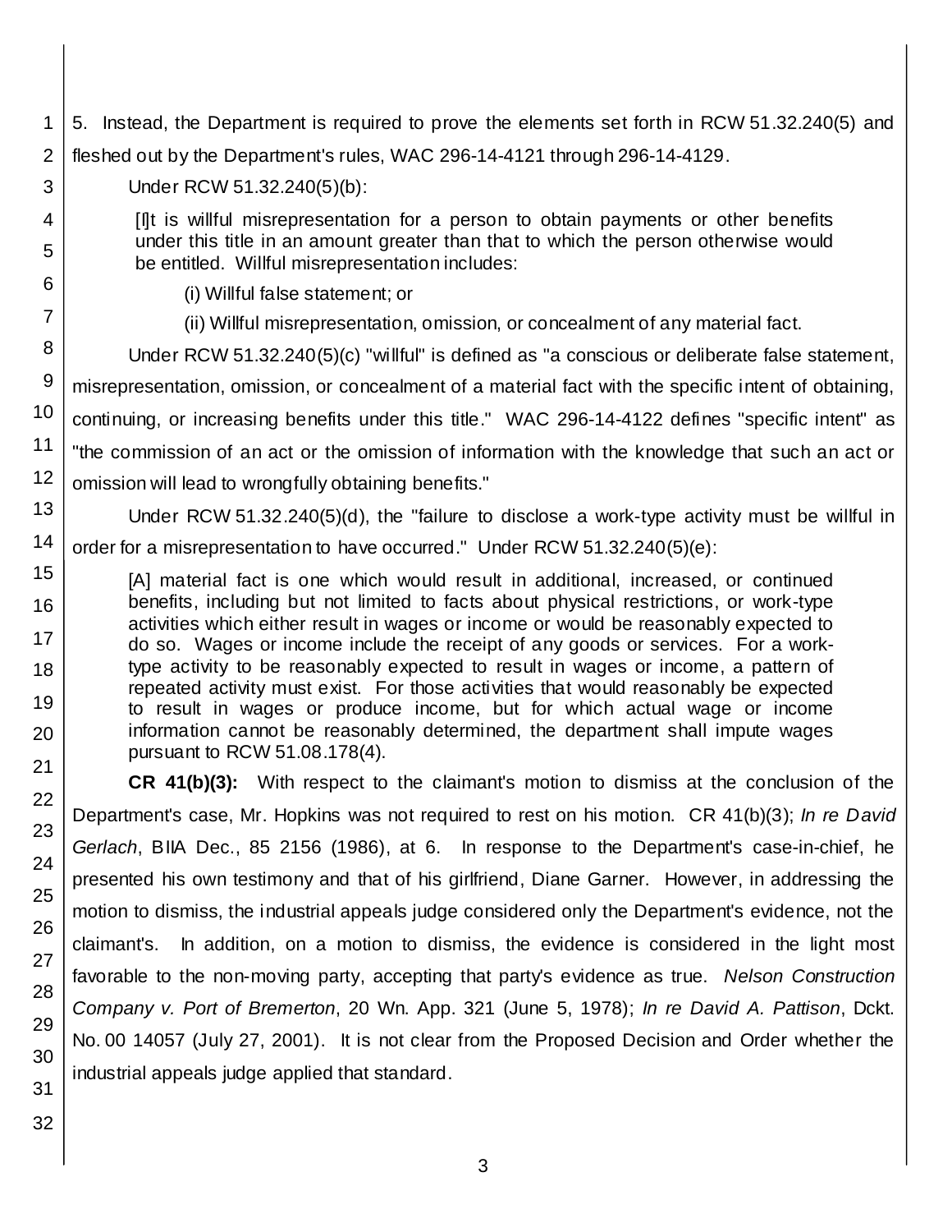5. Instead, the Department is required to prove the elements set forth in RCW 51.32.240(5) and fleshed out by the Department's rules, WAC 296-14-4121 through 296-14-4129.

Under RCW 51.32.240(5)(b):

> [I]t is willful misrepresentation for a person to obtain payments or other benefits under this title in an amount greater than that to which the person otherwise would be entitled. Willful misrepresentation includes:
>
> (i) Willful false statement; or
>
> (ii) Willful misrepresentation, omission, or concealment of any material fact.

Under RCW 51.32.240(5)(c) "willful" is defined as "a conscious or deliberate false statement, misrepresentation, omission, or concealment of a material fact with the specific intent of obtaining, continuing, or increasing benefits under this title." WAC 296-14-4122 defines "specific intent" as "the commission of an act or the omission of information with the knowledge that such an act or omission will lead to wrongfully obtaining benefits."

Under RCW 51.32.240(5)(d), the "failure to disclose a work-type activity must be willful in order for a misrepresentation to have occurred." Under RCW 51.32.240(5)(e):

> [A] material fact is one which would result in additional, increased, or continued benefits, including but not limited to facts about physical restrictions, or work-type activities which either result in wages or income or would be reasonably expected to do so. Wages or income include the receipt of any goods or services. For a work-type activity to be reasonably expected to result in wages or income, a pattern of repeated activity must exist. For those activities that would reasonably be expected to result in wages or produce income, but for which actual wage or income information cannot be reasonably determined, the department shall impute wages pursuant to RCW 51.08.178(4).

**CR 41(b)(3):** With respect to the claimant's motion to dismiss at the conclusion of the Department's case, Mr. Hopkins was not required to rest on his motion. CR 41(b)(3); *In re David Gerlach*, BIIA Dec., 85 2156 (1986), at 6. In response to the Department's case-in-chief, he presented his own testimony and that of his girlfriend, Diane Garner. However, in addressing the motion to dismiss, the industrial appeals judge considered only the Department's evidence, not the claimant's. In addition, on a motion to dismiss, the evidence is considered in the light most favorable to the non-moving party, accepting that party's evidence as true. *Nelson Construction Company v. Port of Bremerton*, 20 Wn. App. 321 (June 5, 1978); *In re David A. Pattison*, Dckt. No. 00 14057 (July 27, 2001). It is not clear from the Proposed Decision and Order whether the industrial appeals judge applied that standard.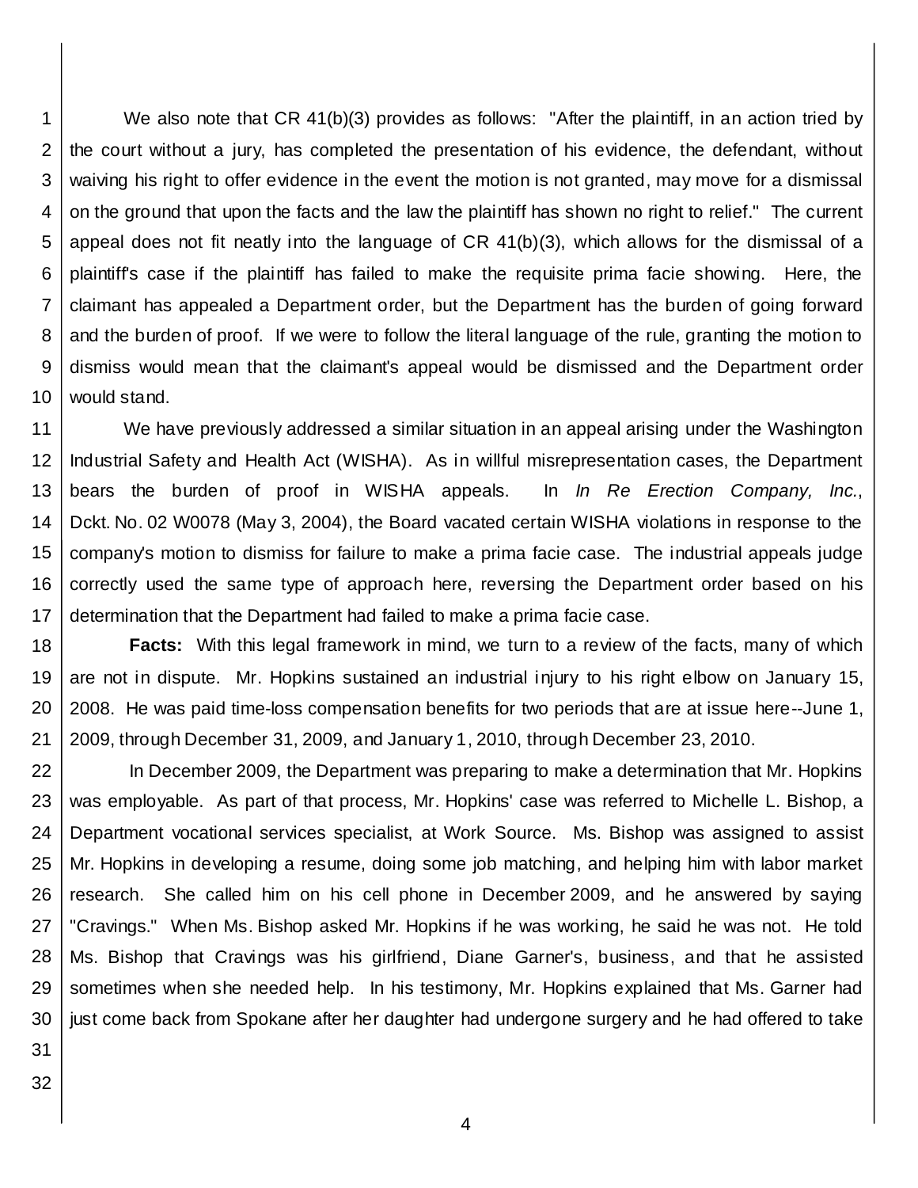We also note that CR 41(b)(3) provides as follows: "After the plaintiff, in an action tried by the court without a jury, has completed the presentation of his evidence, the defendant, without waiving his right to offer evidence in the event the motion is not granted, may move for a dismissal on the ground that upon the facts and the law the plaintiff has shown no right to relief." The current appeal does not fit neatly into the language of CR 41(b)(3), which allows for the dismissal of a plaintiff's case if the plaintiff has failed to make the requisite prima facie showing. Here, the claimant has appealed a Department order, but the Department has the burden of going forward and the burden of proof. If we were to follow the literal language of the rule, granting the motion to dismiss would mean that the claimant's appeal would be dismissed and the Department order would stand.

We have previously addressed a similar situation in an appeal arising under the Washington Industrial Safety and Health Act (WISHA). As in willful misrepresentation cases, the Department bears the burden of proof in WISHA appeals. In *In Re Erection Company, Inc.*, Dckt. No. 02 W0078 (May 3, 2004), the Board vacated certain WISHA violations in response to the company's motion to dismiss for failure to make a prima facie case. The industrial appeals judge correctly used the same type of approach here, reversing the Department order based on his determination that the Department had failed to make a prima facie case.

**Facts:** With this legal framework in mind, we turn to a review of the facts, many of which are not in dispute. Mr. Hopkins sustained an industrial injury to his right elbow on January 15, 2008. He was paid time-loss compensation benefits for two periods that are at issue here--June 1, 2009, through December 31, 2009, and January 1, 2010, through December 23, 2010.

In December 2009, the Department was preparing to make a determination that Mr. Hopkins was employable. As part of that process, Mr. Hopkins' case was referred to Michelle L. Bishop, a Department vocational services specialist, at Work Source. Ms. Bishop was assigned to assist Mr. Hopkins in developing a resume, doing some job matching, and helping him with labor market research. She called him on his cell phone in December 2009, and he answered by saying "Cravings." When Ms. Bishop asked Mr. Hopkins if he was working, he said he was not. He told Ms. Bishop that Cravings was his girlfriend, Diane Garner's, business, and that he assisted sometimes when she needed help. In his testimony, Mr. Hopkins explained that Ms. Garner had just come back from Spokane after her daughter had undergone surgery and he had offered to take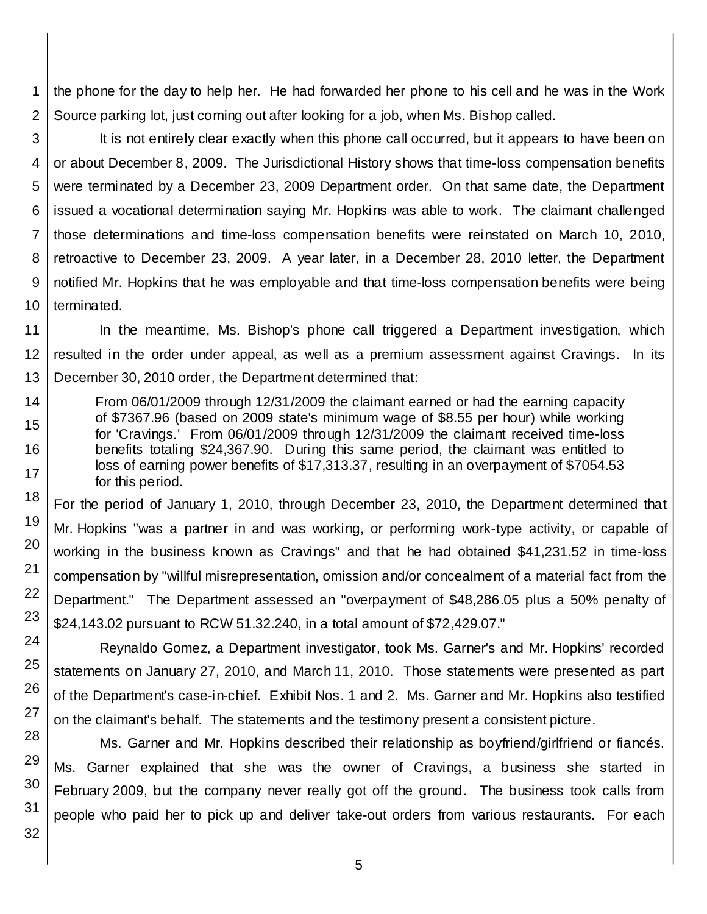the phone for the day to help her. He had forwarded her phone to his cell and he was in the Work Source parking lot, just coming out after looking for a job, when Ms. Bishop called.

It is not entirely clear exactly when this phone call occurred, but it appears to have been on or about December 8, 2009. The Jurisdictional History shows that time-loss compensation benefits were terminated by a December 23, 2009 Department order. On that same date, the Department issued a vocational determination saying Mr. Hopkins was able to work. The claimant challenged those determinations and time-loss compensation benefits were reinstated on March 10, 2010, retroactive to December 23, 2009. A year later, in a December 28, 2010 letter, the Department notified Mr. Hopkins that he was employable and that time-loss compensation benefits were being terminated.

In the meantime, Ms. Bishop's phone call triggered a Department investigation, which resulted in the order under appeal, as well as a premium assessment against Cravings. In its December 30, 2010 order, the Department determined that:

> From 06/01/2009 through 12/31/2009 the claimant earned or had the earning capacity of $7367.96 (based on 2009 state's minimum wage of $8.55 per hour) while working for 'Cravings.' From 06/01/2009 through 12/31/2009 the claimant received time-loss benefits totaling $24,367.90. During this same period, the claimant was entitled to loss of earning power benefits of $17,313.37, resulting in an overpayment of $7054.53 for this period.

For the period of January 1, 2010, through December 23, 2010, the Department determined that Mr. Hopkins "was a partner in and was working, or performing work-type activity, or capable of working in the business known as Cravings" and that he had obtained $41,231.52 in time-loss compensation by "willful misrepresentation, omission and/or concealment of a material fact from the Department." The Department assessed an "overpayment of $48,286.05 plus a 50% penalty of $24,143.02 pursuant to RCW 51.32.240, in a total amount of $72,429.07."

Reynaldo Gomez, a Department investigator, took Ms. Garner's and Mr. Hopkins' recorded statements on January 27, 2010, and March 11, 2010. Those statements were presented as part of the Department's case-in-chief. Exhibit Nos. 1 and 2. Ms. Garner and Mr. Hopkins also testified on the claimant's behalf. The statements and the testimony present a consistent picture.

Ms. Garner and Mr. Hopkins described their relationship as boyfriend/girlfriend or fiancés. Ms. Garner explained that she was the owner of Cravings, a business she started in February 2009, but the company never really got off the ground. The business took calls from people who paid her to pick up and deliver take-out orders from various restaurants. For each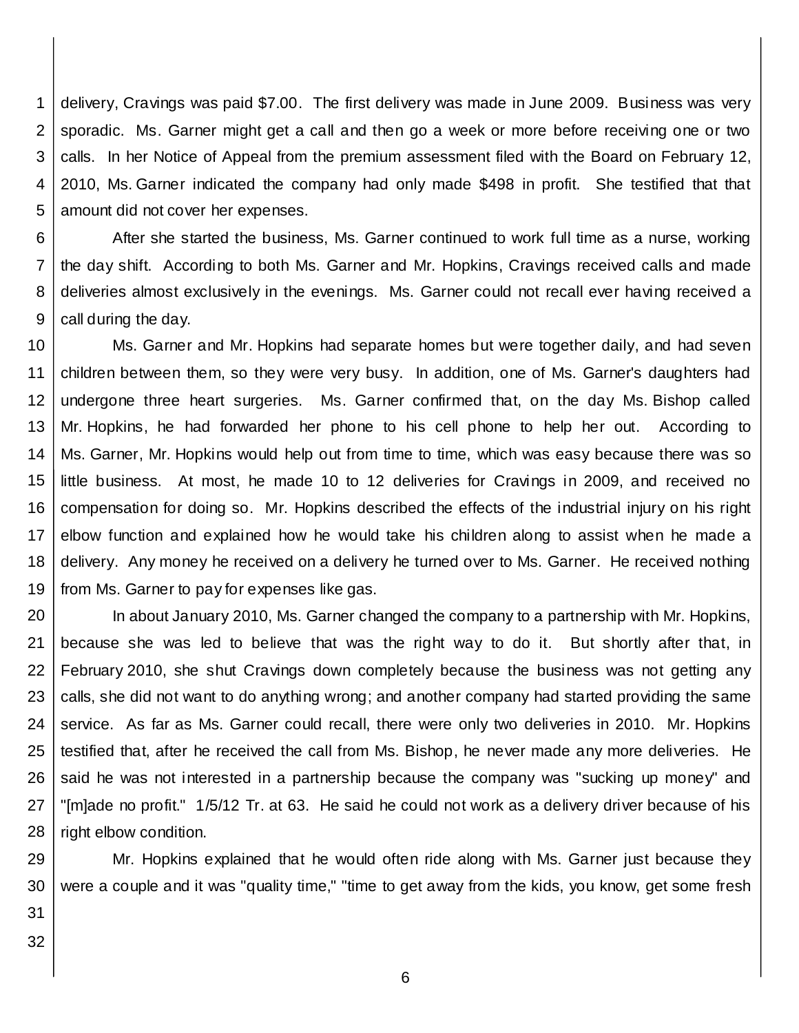delivery, Cravings was paid $7.00. The first delivery was made in June 2009. Business was very sporadic. Ms. Garner might get a call and then go a week or more before receiving one or two calls. In her Notice of Appeal from the premium assessment filed with the Board on February 12, 2010, Ms. Garner indicated the company had only made $498 in profit. She testified that that amount did not cover her expenses.

After she started the business, Ms. Garner continued to work full time as a nurse, working the day shift. According to both Ms. Garner and Mr. Hopkins, Cravings received calls and made deliveries almost exclusively in the evenings. Ms. Garner could not recall ever having received a call during the day.

Ms. Garner and Mr. Hopkins had separate homes but were together daily, and had seven children between them, so they were very busy. In addition, one of Ms. Garner's daughters had undergone three heart surgeries. Ms. Garner confirmed that, on the day Ms. Bishop called Mr. Hopkins, he had forwarded her phone to his cell phone to help her out. According to Ms. Garner, Mr. Hopkins would help out from time to time, which was easy because there was so little business. At most, he made 10 to 12 deliveries for Cravings in 2009, and received no compensation for doing so. Mr. Hopkins described the effects of the industrial injury on his right elbow function and explained how he would take his children along to assist when he made a delivery. Any money he received on a delivery he turned over to Ms. Garner. He received nothing from Ms. Garner to pay for expenses like gas.

In about January 2010, Ms. Garner changed the company to a partnership with Mr. Hopkins, because she was led to believe that was the right way to do it. But shortly after that, in February 2010, she shut Cravings down completely because the business was not getting any calls, she did not want to do anything wrong; and another company had started providing the same service. As far as Ms. Garner could recall, there were only two deliveries in 2010. Mr. Hopkins testified that, after he received the call from Ms. Bishop, he never made any more deliveries. He said he was not interested in a partnership because the company was "sucking up money" and "[m]ade no profit." 1/5/12 Tr. at 63. He said he could not work as a delivery driver because of his right elbow condition.

Mr. Hopkins explained that he would often ride along with Ms. Garner just because they were a couple and it was "quality time," "time to get away from the kids, you know, get some fresh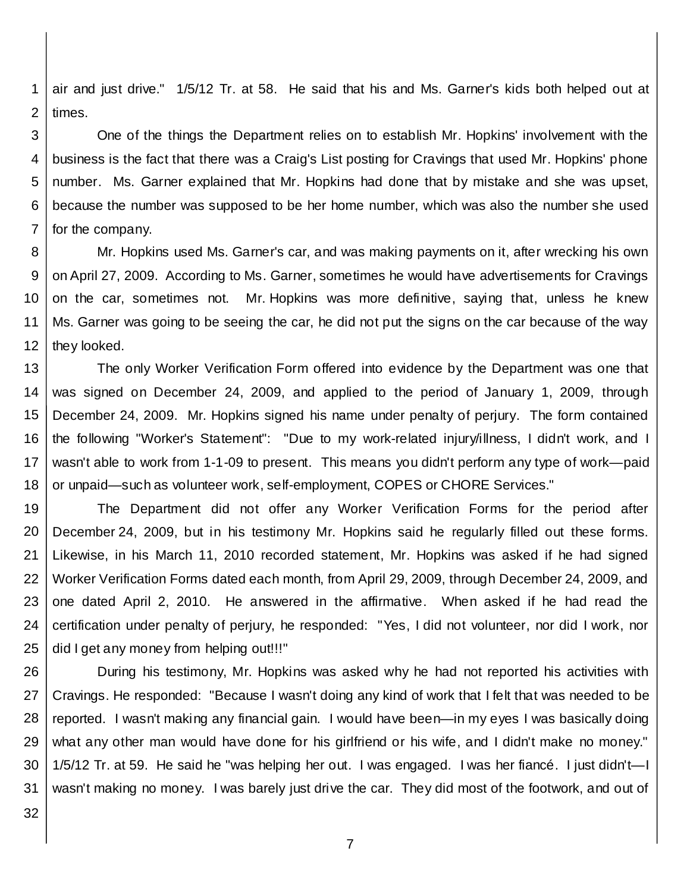air and just drive." 1/5/12 Tr. at 58. He said that his and Ms. Garner's kids both helped out at times.

One of the things the Department relies on to establish Mr. Hopkins' involvement with the business is the fact that there was a Craig's List posting for Cravings that used Mr. Hopkins' phone number. Ms. Garner explained that Mr. Hopkins had done that by mistake and she was upset, because the number was supposed to be her home number, which was also the number she used for the company.

Mr. Hopkins used Ms. Garner's car, and was making payments on it, after wrecking his own on April 27, 2009. According to Ms. Garner, sometimes he would have advertisements for Cravings on the car, sometimes not. Mr. Hopkins was more definitive, saying that, unless he knew Ms. Garner was going to be seeing the car, he did not put the signs on the car because of the way they looked.

The only Worker Verification Form offered into evidence by the Department was one that was signed on December 24, 2009, and applied to the period of January 1, 2009, through December 24, 2009. Mr. Hopkins signed his name under penalty of perjury. The form contained the following "Worker's Statement": "Due to my work-related injury/illness, I didn't work, and I wasn't able to work from 1-1-09 to present. This means you didn't perform any type of work—paid or unpaid—such as volunteer work, self-employment, COPES or CHORE Services."

The Department did not offer any Worker Verification Forms for the period after December 24, 2009, but in his testimony Mr. Hopkins said he regularly filled out these forms. Likewise, in his March 11, 2010 recorded statement, Mr. Hopkins was asked if he had signed Worker Verification Forms dated each month, from April 29, 2009, through December 24, 2009, and one dated April 2, 2010. He answered in the affirmative. When asked if he had read the certification under penalty of perjury, he responded: "Yes, I did not volunteer, nor did I work, nor did I get any money from helping out!!!"

During his testimony, Mr. Hopkins was asked why he had not reported his activities with Cravings. He responded: "Because I wasn't doing any kind of work that I felt that was needed to be reported. I wasn't making any financial gain. I would have been—in my eyes I was basically doing what any other man would have done for his girlfriend or his wife, and I didn't make no money." 1/5/12 Tr. at 59. He said he "was helping her out. I was engaged. I was her fiancé. I just didn't—I wasn't making no money. I was barely just drive the car. They did most of the footwork, and out of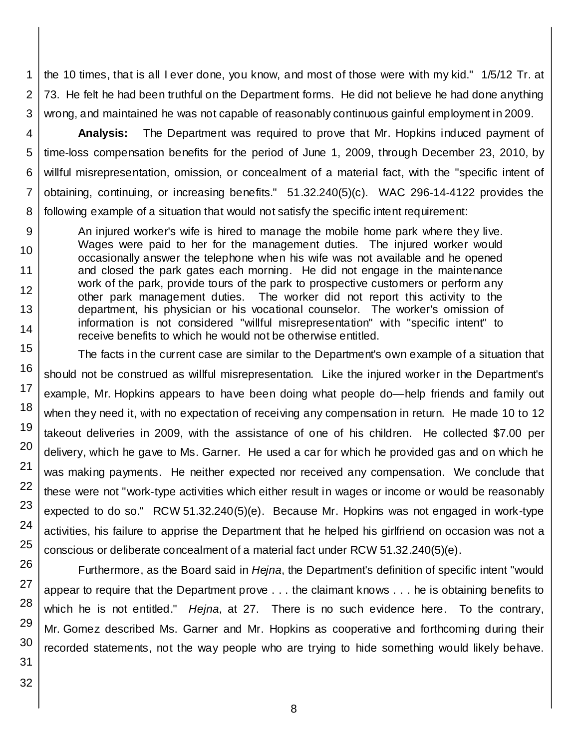the 10 times, that is all I ever done, you know, and most of those were with my kid." 1/5/12 Tr. at 73. He felt he had been truthful on the Department forms. He did not believe he had done anything wrong, and maintained he was not capable of reasonably continuous gainful employment in 2009.

**Analysis:** The Department was required to prove that Mr. Hopkins induced payment of time-loss compensation benefits for the period of June 1, 2009, through December 23, 2010, by willful misrepresentation, omission, or concealment of a material fact, with the "specific intent of obtaining, continuing, or increasing benefits." 51.32.240(5)(c). WAC 296-14-4122 provides the following example of a situation that would not satisfy the specific intent requirement:

> An injured worker's wife is hired to manage the mobile home park where they live. Wages were paid to her for the management duties. The injured worker would occasionally answer the telephone when his wife was not available and he opened and closed the park gates each morning. He did not engage in the maintenance work of the park, provide tours of the park to prospective customers or perform any other park management duties. The worker did not report this activity to the department, his physician or his vocational counselor. The worker's omission of information is not considered "willful misrepresentation" with "specific intent" to receive benefits to which he would not be otherwise entitled.

The facts in the current case are similar to the Department's own example of a situation that should not be construed as willful misrepresentation. Like the injured worker in the Department's example, Mr. Hopkins appears to have been doing what people do—help friends and family out when they need it, with no expectation of receiving any compensation in return. He made 10 to 12 takeout deliveries in 2009, with the assistance of one of his children. He collected $7.00 per delivery, which he gave to Ms. Garner. He used a car for which he provided gas and on which he was making payments. He neither expected nor received any compensation. We conclude that these were not "work-type activities which either result in wages or income or would be reasonably expected to do so." RCW 51.32.240(5)(e). Because Mr. Hopkins was not engaged in work-type activities, his failure to apprise the Department that he helped his girlfriend on occasion was not a conscious or deliberate concealment of a material fact under RCW 51.32.240(5)(e).

Furthermore, as the Board said in *Hejna*, the Department's definition of specific intent "would appear to require that the Department prove . . . the claimant knows . . . he is obtaining benefits to which he is not entitled." *Hejna*, at 27. There is no such evidence here. To the contrary, Mr. Gomez described Ms. Garner and Mr. Hopkins as cooperative and forthcoming during their recorded statements, not the way people who are trying to hide something would likely behave.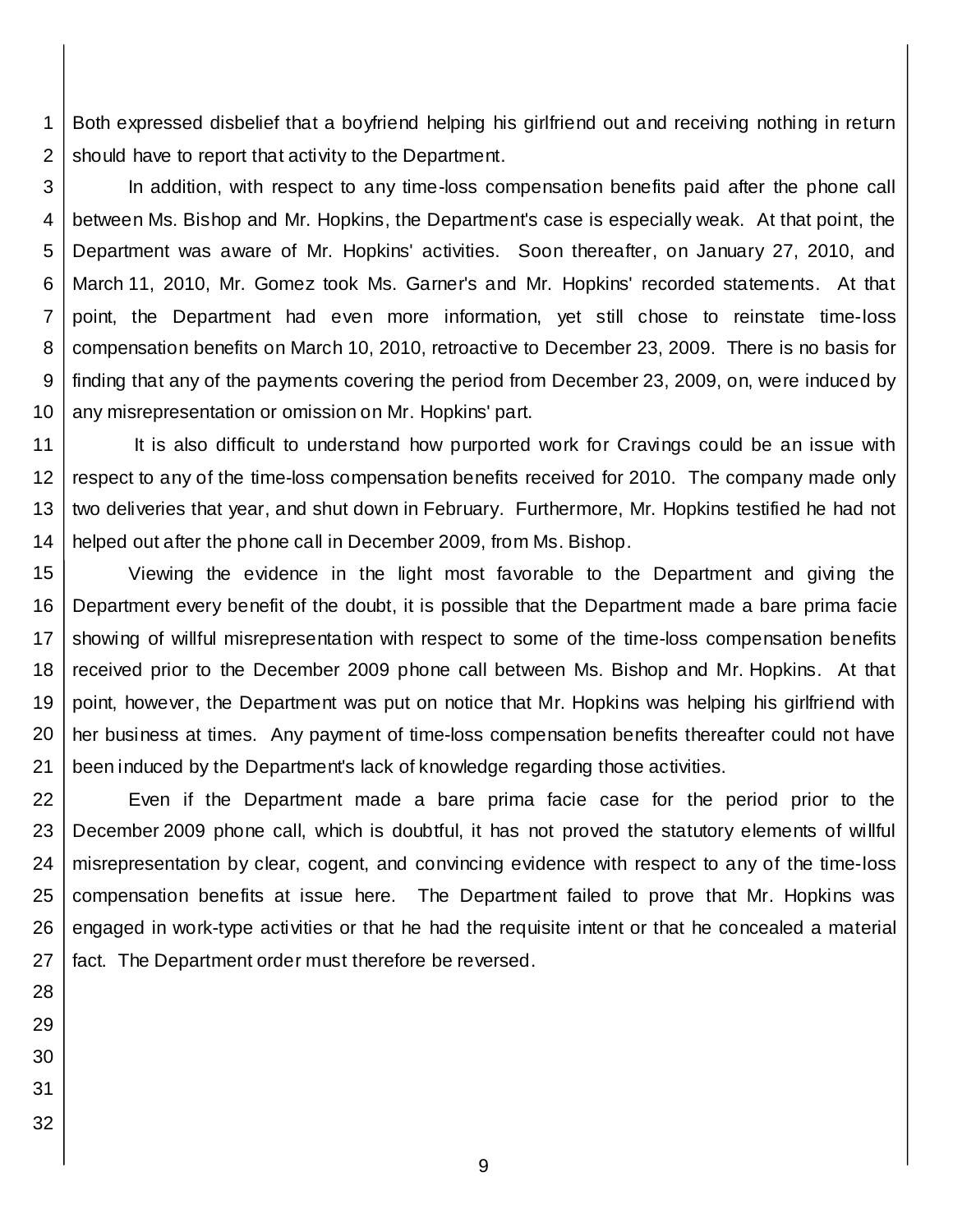Both expressed disbelief that a boyfriend helping his girlfriend out and receiving nothing in return should have to report that activity to the Department.

In addition, with respect to any time-loss compensation benefits paid after the phone call between Ms. Bishop and Mr. Hopkins, the Department's case is especially weak. At that point, the Department was aware of Mr. Hopkins' activities. Soon thereafter, on January 27, 2010, and March 11, 2010, Mr. Gomez took Ms. Garner's and Mr. Hopkins' recorded statements. At that point, the Department had even more information, yet still chose to reinstate time-loss compensation benefits on March 10, 2010, retroactive to December 23, 2009. There is no basis for finding that any of the payments covering the period from December 23, 2009, on, were induced by any misrepresentation or omission on Mr. Hopkins' part.

It is also difficult to understand how purported work for Cravings could be an issue with respect to any of the time-loss compensation benefits received for 2010. The company made only two deliveries that year, and shut down in February. Furthermore, Mr. Hopkins testified he had not helped out after the phone call in December 2009, from Ms. Bishop.

Viewing the evidence in the light most favorable to the Department and giving the Department every benefit of the doubt, it is possible that the Department made a bare prima facie showing of willful misrepresentation with respect to some of the time-loss compensation benefits received prior to the December 2009 phone call between Ms. Bishop and Mr. Hopkins. At that point, however, the Department was put on notice that Mr. Hopkins was helping his girlfriend with her business at times. Any payment of time-loss compensation benefits thereafter could not have been induced by the Department's lack of knowledge regarding those activities.

Even if the Department made a bare prima facie case for the period prior to the December 2009 phone call, which is doubtful, it has not proved the statutory elements of willful misrepresentation by clear, cogent, and convincing evidence with respect to any of the time-loss compensation benefits at issue here. The Department failed to prove that Mr. Hopkins was engaged in work-type activities or that he had the requisite intent or that he concealed a material fact. The Department order must therefore be reversed.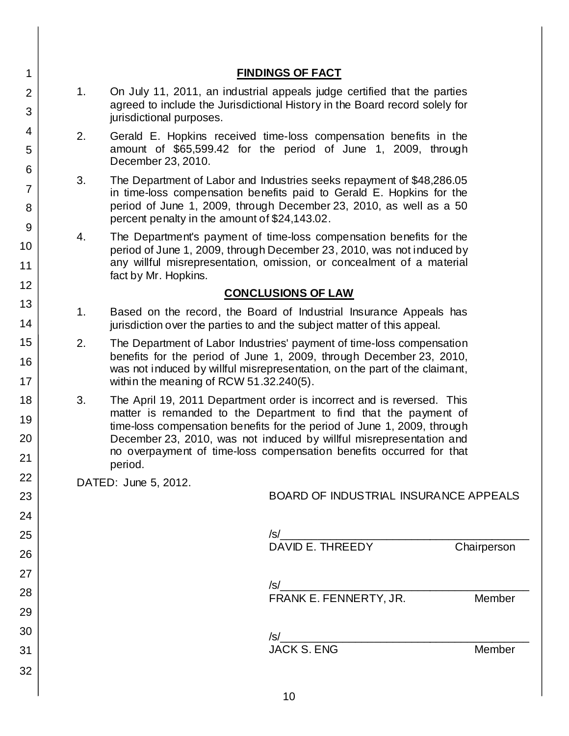## FINDINGS OF FACT

1. On July 11, 2011, an industrial appeals judge certified that the parties agreed to include the Jurisdictional History in the Board record solely for jurisdictional purposes.

2. Gerald E. Hopkins received time-loss compensation benefits in the amount of $65,599.42 for the period of June 1, 2009, through December 23, 2010.

3. The Department of Labor and Industries seeks repayment of $48,286.05 in time-loss compensation benefits paid to Gerald E. Hopkins for the period of June 1, 2009, through December 23, 2010, as well as a 50 percent penalty in the amount of $24,143.02.

4. The Department's payment of time-loss compensation benefits for the period of June 1, 2009, through December 23, 2010, was not induced by any willful misrepresentation, omission, or concealment of a material fact by Mr. Hopkins.

## CONCLUSIONS OF LAW

1. Based on the record, the Board of Industrial Insurance Appeals has jurisdiction over the parties to and the subject matter of this appeal.

2. The Department of Labor Industries' payment of time-loss compensation benefits for the period of June 1, 2009, through December 23, 2010, was not induced by willful misrepresentation, on the part of the claimant, within the meaning of RCW 51.32.240(5).

3. The April 19, 2011 Department order is incorrect and is reversed. This matter is remanded to the Department to find that the payment of time-loss compensation benefits for the period of June 1, 2009, through December 23, 2010, was not induced by willful misrepresentation and no overpayment of time-loss compensation benefits occurred for that period.

DATED: June 5, 2012.

BOARD OF INDUSTRIAL INSURANCE APPEALS

/s/
DAVID E. THREEDY Chairperson

/s/
FRANK E. FENNERTY, JR. Member

/s/
JACK S. ENG Member